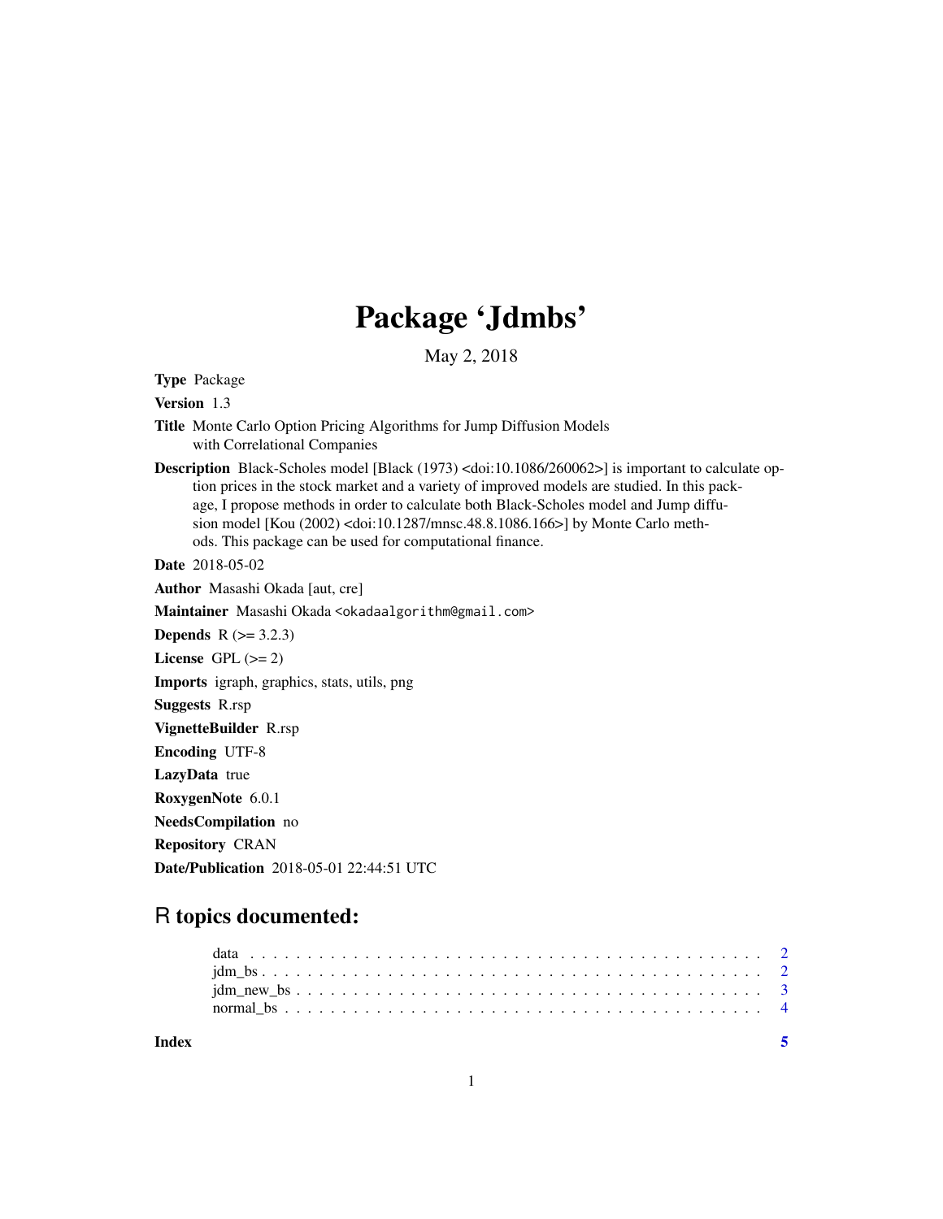# Package 'Jdmbs'

May 2, 2018

**Type** Package

**Version** 1.3

**Title** Monte Carlo Option Pricing Algorithms for Jump Diffusion Models with Correlational Companies

**Description** Black-Scholes model [Black (1973) <doi:10.1086/260062>] is important to calculate option prices in the stock market and a variety of improved models are studied. In this package, I propose methods in order to calculate both Black-Scholes model and Jump diffusion model [Kou (2002) <doi:10.1287/mnsc.48.8.1086.166>] by Monte Carlo methods. This package can be used for computational finance.

**Date** 2018-05-02

**Author** Masashi Okada [aut, cre]

**Maintainer** Masashi Okada <okadaalgorithm@gmail.com>

**Depends** R (>= 3.2.3)

**License** GPL (>= 2)

**Imports** igraph, graphics, stats, utils, png

**Suggests** R.rsp

**VignetteBuilder** R.rsp

**Encoding** UTF-8

**LazyData** true

**RoxygenNote** 6.0.1

**NeedsCompilation** no

**Repository** CRAN

**Date/Publication** 2018-05-01 22:44:51 UTC

## R topics documented:

- data . . . . . . . . . . . . . . . . . . . . . . . . . . . . . . . . . . . . . . . . . . 2
- jdm_bs . . . . . . . . . . . . . . . . . . . . . . . . . . . . . . . . . . . . . . . . . 2
- jdm_new_bs . . . . . . . . . . . . . . . . . . . . . . . . . . . . . . . . . . . . . . 3
- normal_bs . . . . . . . . . . . . . . . . . . . . . . . . . . . . . . . . . . . . . . . 4

**Index** 5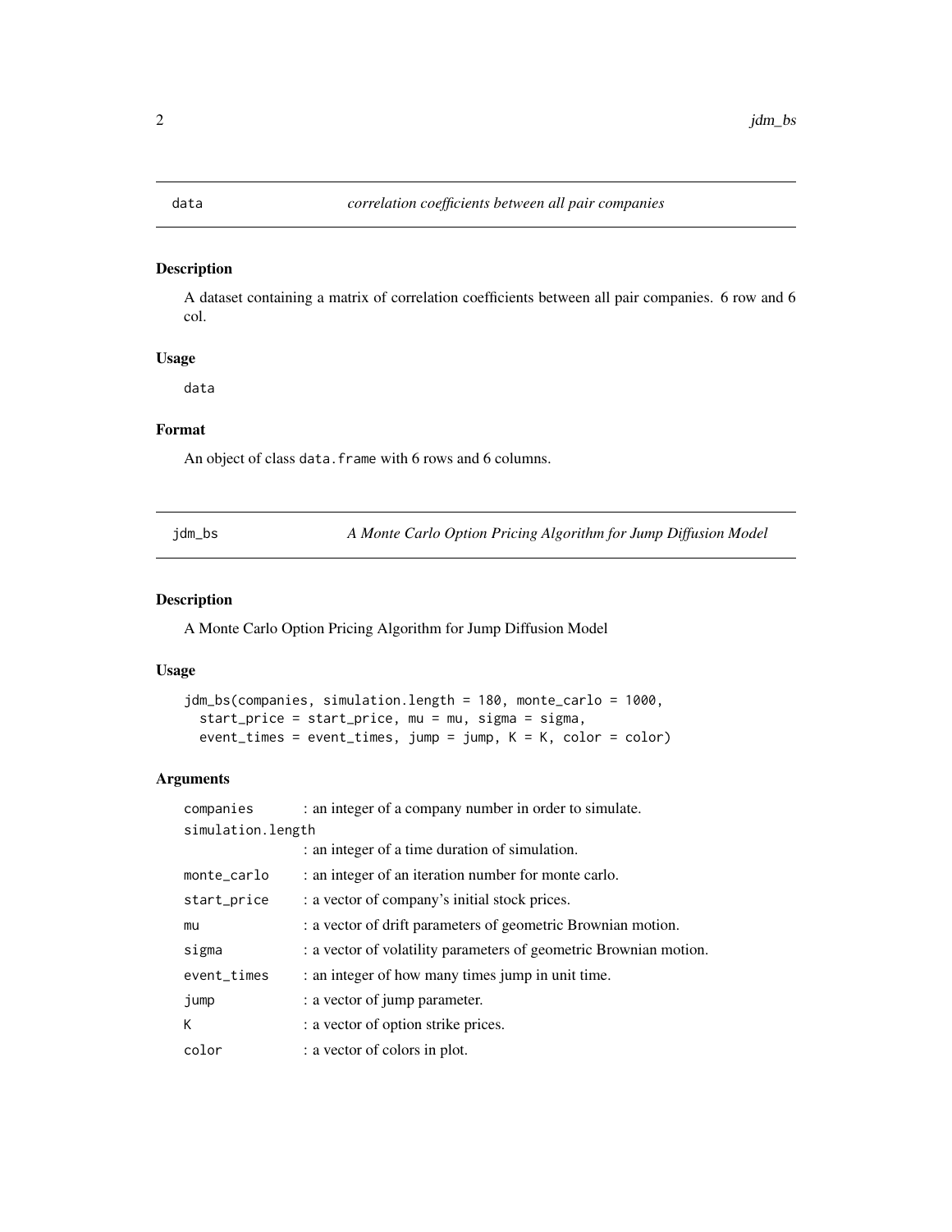## data — *correlation coefficients between all pair companies*

### Description

A dataset containing a matrix of correlation coefficients between all pair companies. 6 row and 6 col.

### Usage

```
data
```

### Format

An object of class `data.frame` with 6 rows and 6 columns.

## jdm_bs — *A Monte Carlo Option Pricing Algorithm for Jump Diffusion Model*

### Description

A Monte Carlo Option Pricing Algorithm for Jump Diffusion Model

### Usage

```
jdm_bs(companies, simulation.length = 180, monte_carlo = 1000,
  start_price = start_price, mu = mu, sigma = sigma,
  event_times = event_times, jump = jump, K = K, color = color)
```

### Arguments

| Argument | Description |
|---|---|
| `companies` | : an integer of a company number in order to simulate. |
| `simulation.length` | : an integer of a time duration of simulation. |
| `monte_carlo` | : an integer of an iteration number for monte carlo. |
| `start_price` | : a vector of company's initial stock prices. |
| `mu` | : a vector of drift parameters of geometric Brownian motion. |
| `sigma` | : a vector of volatility parameters of geometric Brownian motion. |
| `event_times` | : an integer of how many times jump in unit time. |
| `jump` | : a vector of jump parameter. |
| `K` | : a vector of option strike prices. |
| `color` | : a vector of colors in plot. |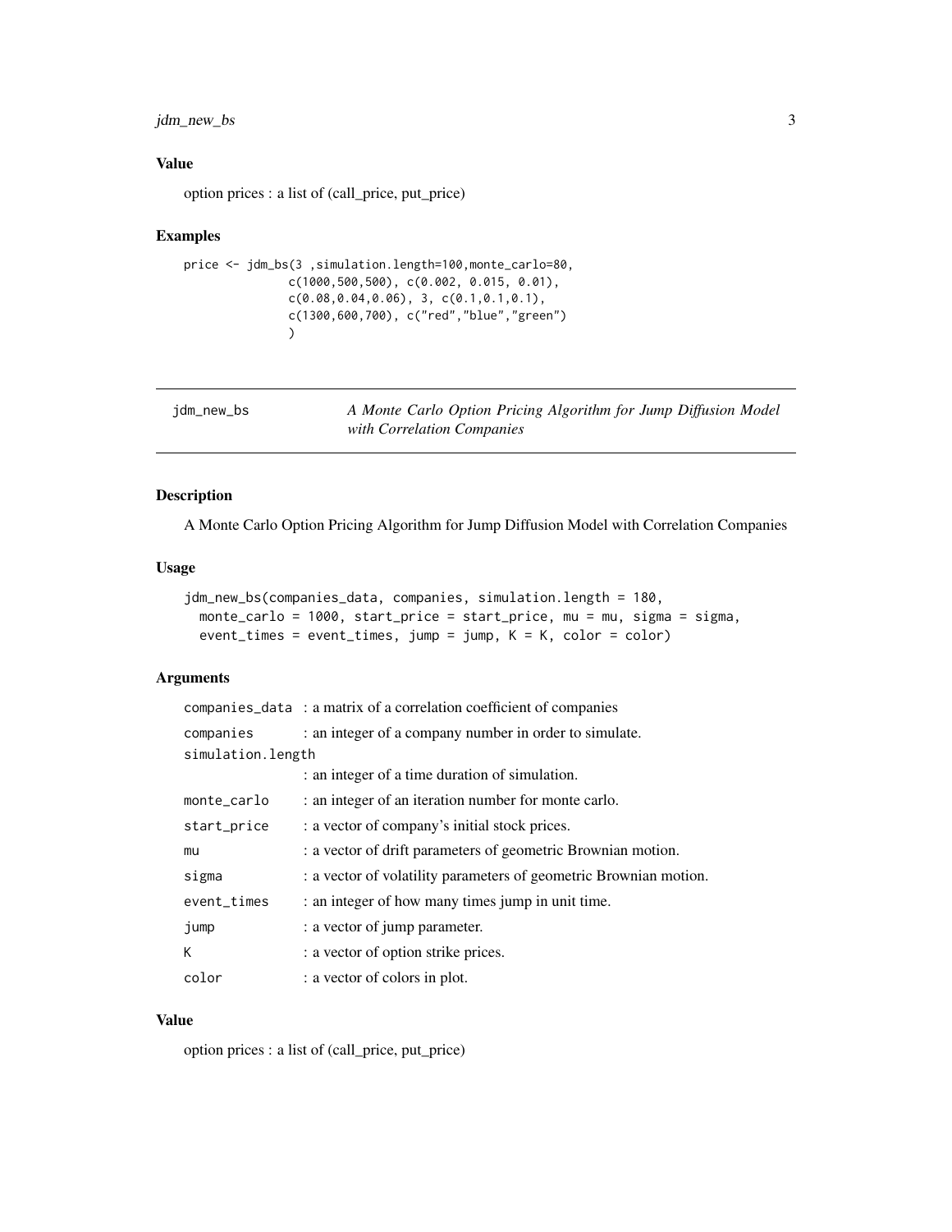## Value

option prices : a list of (call_price, put_price)

## Examples

```
price <- jdm_bs(3 ,simulation.length=100,monte_carlo=80,
              c(1000,500,500), c(0.002, 0.015, 0.01),
              c(0.08,0.04,0.06), 3, c(0.1,0.1,0.1),
              c(1300,600,700), c("red","blue","green")
              )
```

---

# jdm_new_bs — *A Monte Carlo Option Pricing Algorithm for Jump Diffusion Model with Correlation Companies*

---

## Description

A Monte Carlo Option Pricing Algorithm for Jump Diffusion Model with Correlation Companies

## Usage

```
jdm_new_bs(companies_data, companies, simulation.length = 180,
  monte_carlo = 1000, start_price = start_price, mu = mu, sigma = sigma,
  event_times = event_times, jump = jump, K = K, color = color)
```

## Arguments

| | |
|---|---|
| companies_data | : a matrix of a correlation coefficient of companies |
| companies | : an integer of a company number in order to simulate. |
| simulation.length | : an integer of a time duration of simulation. |
| monte_carlo | : an integer of an iteration number for monte carlo. |
| start_price | : a vector of company's initial stock prices. |
| mu | : a vector of drift parameters of geometric Brownian motion. |
| sigma | : a vector of volatility parameters of geometric Brownian motion. |
| event_times | : an integer of how many times jump in unit time. |
| jump | : a vector of jump parameter. |
| K | : a vector of option strike prices. |
| color | : a vector of colors in plot. |

## Value

option prices : a list of (call_price, put_price)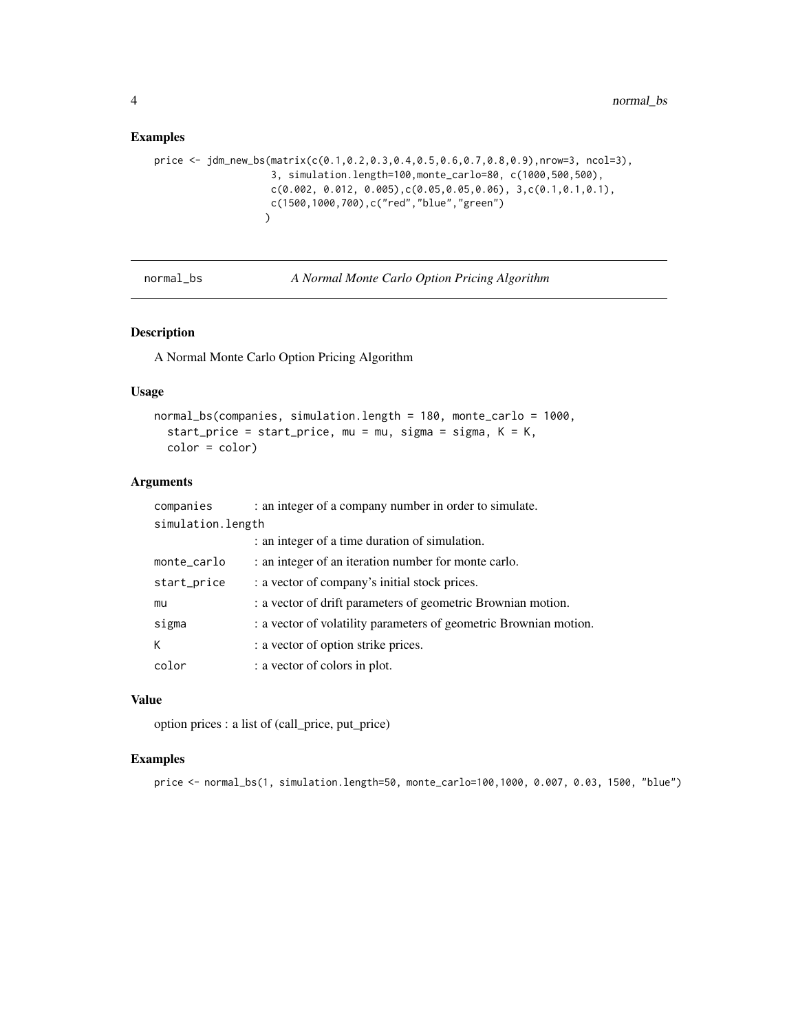## Examples

```
price <- jdm_new_bs(matrix(c(0.1,0.2,0.3,0.4,0.5,0.6,0.7,0.8,0.9),nrow=3, ncol=3),
                   3, simulation.length=100,monte_carlo=80, c(1000,500,500),
                   c(0.002, 0.012, 0.005),c(0.05,0.05,0.06), 3,c(0.1,0.1,0.1),
                   c(1500,1000,700),c("red","blue","green")
                  )
```

---

# normal_bs — *A Normal Monte Carlo Option Pricing Algorithm*

---

## Description

A Normal Monte Carlo Option Pricing Algorithm

## Usage

```
normal_bs(companies, simulation.length = 180, monte_carlo = 1000,
  start_price = start_price, mu = mu, sigma = sigma, K = K,
  color = color)
```

## Arguments

| | |
|---|---|
| companies | : an integer of a company number in order to simulate. |
| simulation.length | : an integer of a time duration of simulation. |
| monte_carlo | : an integer of an iteration number for monte carlo. |
| start_price | : a vector of company's initial stock prices. |
| mu | : a vector of drift parameters of geometric Brownian motion. |
| sigma | : a vector of volatility parameters of geometric Brownian motion. |
| K | : a vector of option strike prices. |
| color | : a vector of colors in plot. |

## Value

option prices : a list of (call_price, put_price)

## Examples

```
price <- normal_bs(1, simulation.length=50, monte_carlo=100,1000, 0.007, 0.03, 1500, "blue")
```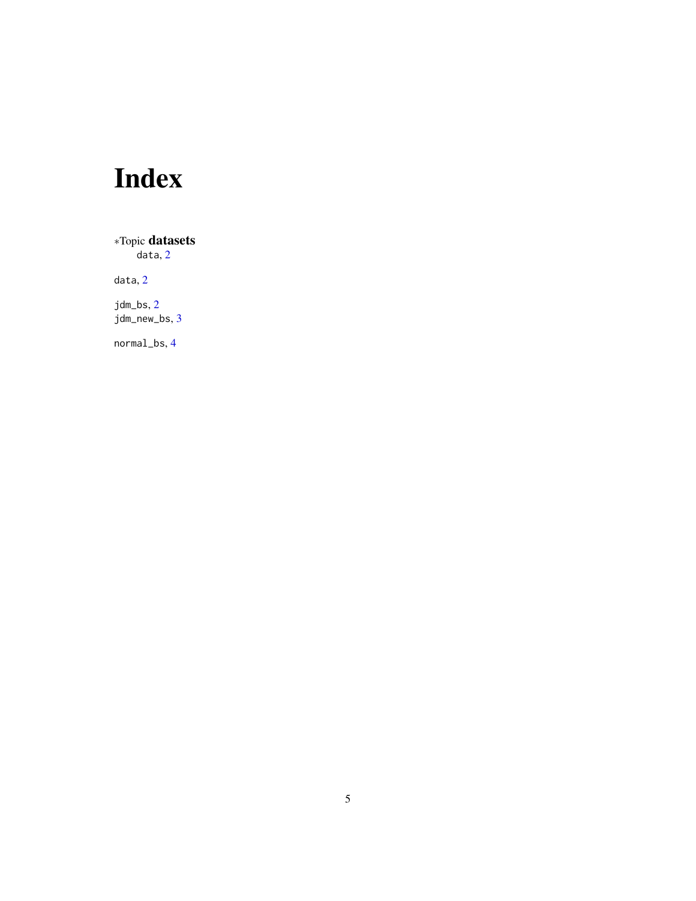# Index

*Topic **datasets**
    data, 2

data, 2

jdm_bs, 2
jdm_new_bs, 3

normal_bs, 4